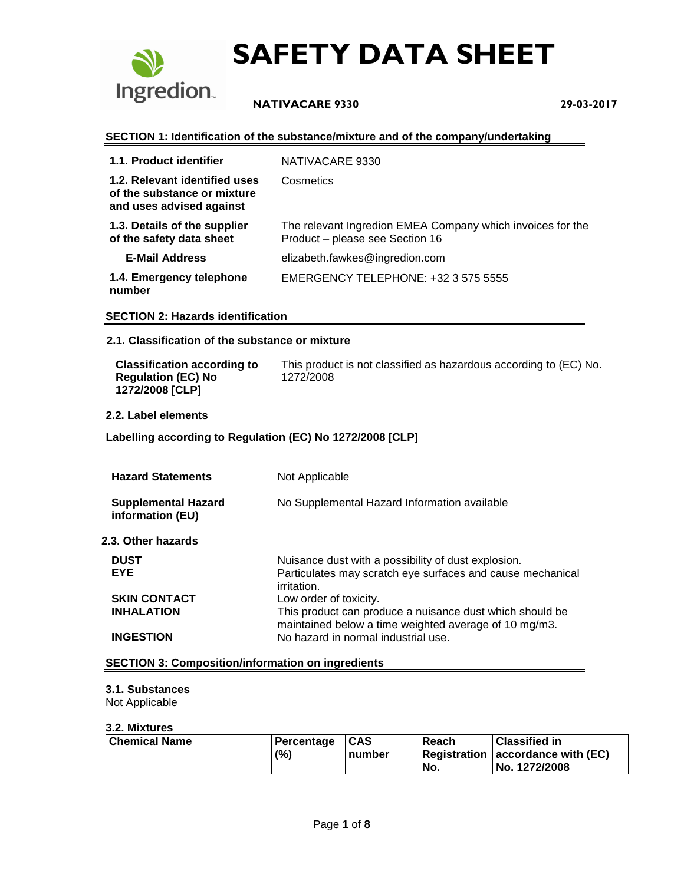# SAFETY DATA SHEET

**NATIVACARE 9330** **29-03-2017**

## SECTION 1: Identification of the substance/mixture and of the company/undertaking

| | |
|---|---|
| **1.1. Product identifier** | NATIVACARE 9330 |
| **1.2. Relevant identified uses of the substance or mixture and uses advised against** | Cosmetics |
| **1.3. Details of the supplier of the safety data sheet** | The relevant Ingredion EMEA Company which invoices for the Product – please see Section 16 |
| **E-Mail Address** | elizabeth.fawkes@ingredion.com |
| **1.4. Emergency telephone number** | EMERGENCY TELEPHONE: +32 3 575 5555 |

## SECTION 2: Hazards identification

### 2.1. Classification of the substance or mixture

| | |
|---|---|
| **Classification according to Regulation (EC) No 1272/2008 [CLP]** | This product is not classified as hazardous according to (EC) No. 1272/2008 |

### 2.2. Label elements

**Labelling according to Regulation (EC) No 1272/2008 [CLP]**

| | |
|---|---|
| **Hazard Statements** | Not Applicable |
| **Supplemental Hazard information (EU)** | No Supplemental Hazard Information available |

### 2.3. Other hazards

| | |
|---|---|
| **DUST** | Nuisance dust with a possibility of dust explosion. |
| **EYE** | Particulates may scratch eye surfaces and cause mechanical irritation. |
| **SKIN CONTACT** | Low order of toxicity. |
| **INHALATION** | This product can produce a nuisance dust which should be maintained below a time weighted average of 10 mg/m3. |
| **INGESTION** | No hazard in normal industrial use. |

## SECTION 3: Composition/information on ingredients

### 3.1. Substances

Not Applicable

### 3.2. Mixtures

| Chemical Name | Percentage (%) | CAS number | Reach Registration No. | Classified in accordance with (EC) No. 1272/2008 |
|---|---|---|---|---|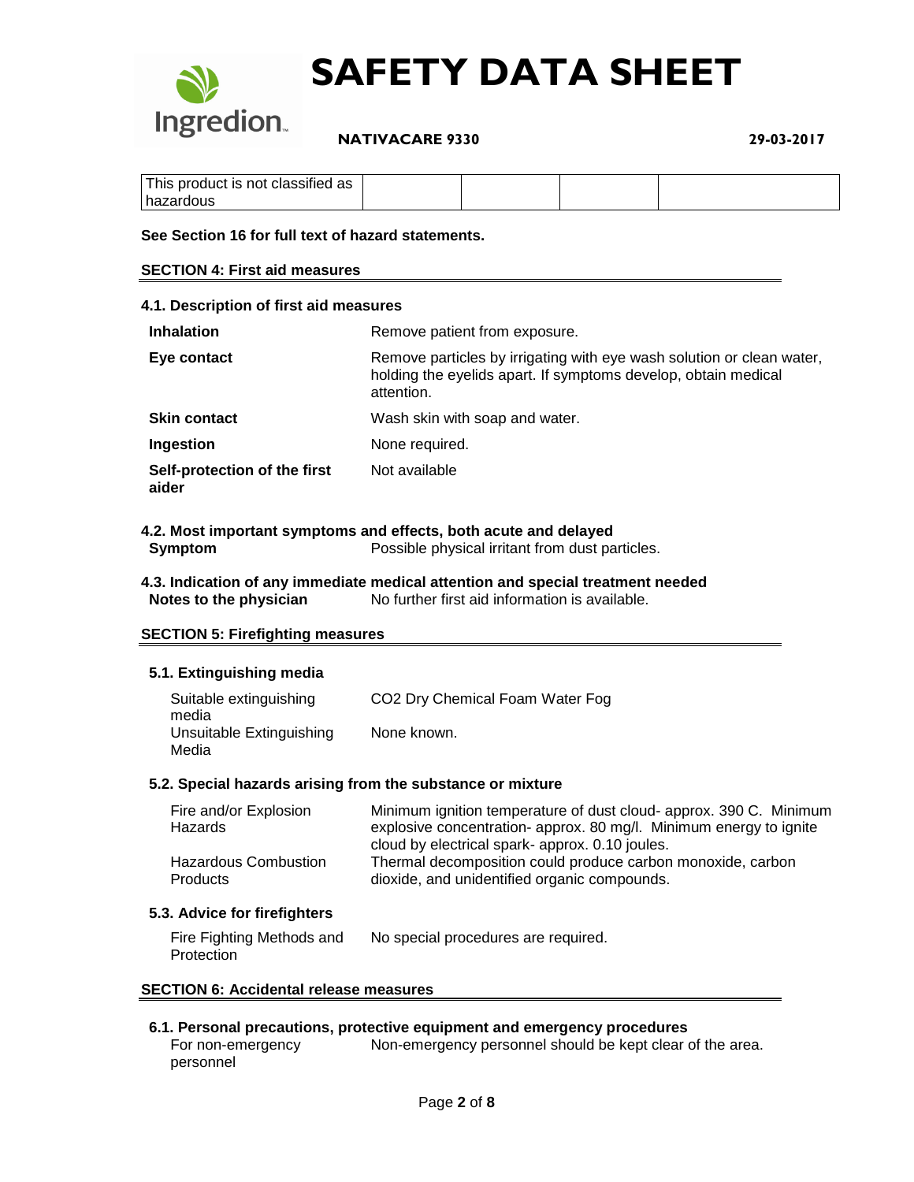| This product is not classified as hazardous | | | | |
|---|---|---|---|---|

**See Section 16 for full text of hazard statements.**

## SECTION 4: First aid measures

### 4.1. Description of first aid measures

| | |
|---|---|
| **Inhalation** | Remove patient from exposure. |
| **Eye contact** | Remove particles by irrigating with eye wash solution or clean water, holding the eyelids apart. If symptoms develop, obtain medical attention. |
| **Skin contact** | Wash skin with soap and water. |
| **Ingestion** | None required. |
| **Self-protection of the first aider** | Not available |

### 4.2. Most important symptoms and effects, both acute and delayed

| | |
|---|---|
| **Symptom** | Possible physical irritant from dust particles. |

### 4.3. Indication of any immediate medical attention and special treatment needed

| | |
|---|---|
| **Notes to the physician** | No further first aid information is available. |

## SECTION 5: Firefighting measures

### 5.1. Extinguishing media

| | |
|---|---|
| Suitable extinguishing media | $CO_2$ Dry Chemical Foam Water Fog |
| Unsuitable Extinguishing Media | None known. |

### 5.2. Special hazards arising from the substance or mixture

| | |
|---|---|
| Fire and/or Explosion Hazards | Minimum ignition temperature of dust cloud- approx. 390 C. Minimum explosive concentration- approx. 80 mg/l. Minimum energy to ignite cloud by electrical spark- approx. 0.10 joules. |
| Hazardous Combustion Products | Thermal decomposition could produce carbon monoxide, carbon dioxide, and unidentified organic compounds. |

### 5.3. Advice for firefighters

| | |
|---|---|
| Fire Fighting Methods and Protection | No special procedures are required. |

## SECTION 6: Accidental release measures

### 6.1. Personal precautions, protective equipment and emergency procedures

| | |
|---|---|
| For non-emergency personnel | Non-emergency personnel should be kept clear of the area. |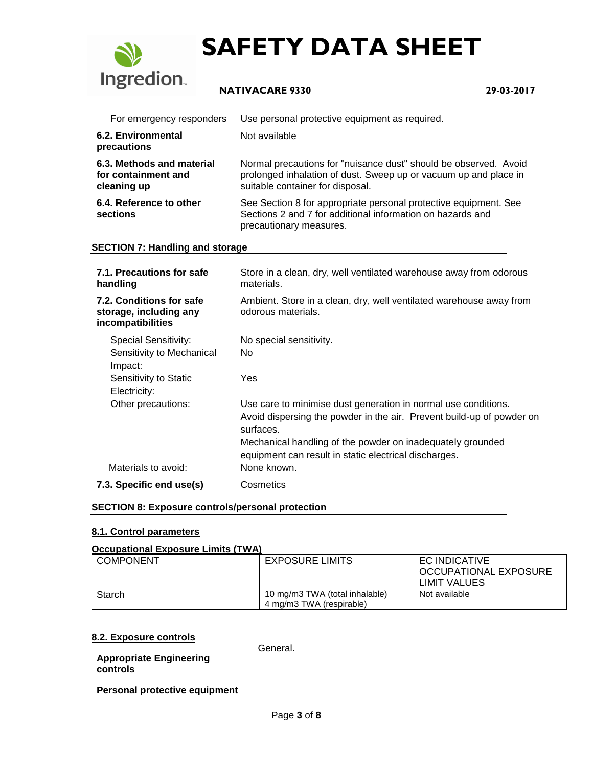| | |
|---|---|
| For emergency responders | Use personal protective equipment as required. |
| **6.2. Environmental precautions** | Not available |
| **6.3. Methods and material for containment and cleaning up** | Normal precautions for "nuisance dust" should be observed. Avoid prolonged inhalation of dust. Sweep up or vacuum up and place in suitable container for disposal. |
| **6.4. Reference to other sections** | See Section 8 for appropriate personal protective equipment. See Sections 2 and 7 for additional information on hazards and precautionary measures. |

## SECTION 7: Handling and storage

| | |
|---|---|
| **7.1. Precautions for safe handling** | Store in a clean, dry, well ventilated warehouse away from odorous materials. |
| **7.2. Conditions for safe storage, including any incompatibilities** | Ambient. Store in a clean, dry, well ventilated warehouse away from odorous materials. |
| Special Sensitivity: | No special sensitivity. |
| Sensitivity to Mechanical Impact: | No |
| Sensitivity to Static Electricity: | Yes |
| Other precautions: | Use care to minimise dust generation in normal use conditions. Avoid dispersing the powder in the air. Prevent build-up of powder on surfaces. Mechanical handling of the powder on inadequately grounded equipment can result in static electrical discharges. |
| Materials to avoid: | None known. |
| **7.3. Specific end use(s)** | Cosmetics |

## SECTION 8: Exposure controls/personal protection

### 8.1. Control parameters

**Occupational Exposure Limits (TWA)**

| COMPONENT | EXPOSURE LIMITS | EC INDICATIVE OCCUPATIONAL EXPOSURE LIMIT VALUES |
|---|---|---|
| Starch | 10 mg/m3 TWA (total inhalable)<br>4 mg/m3 TWA (respirable) | Not available |

### 8.2. Exposure controls

**Appropriate Engineering controls** General.

**Personal protective equipment**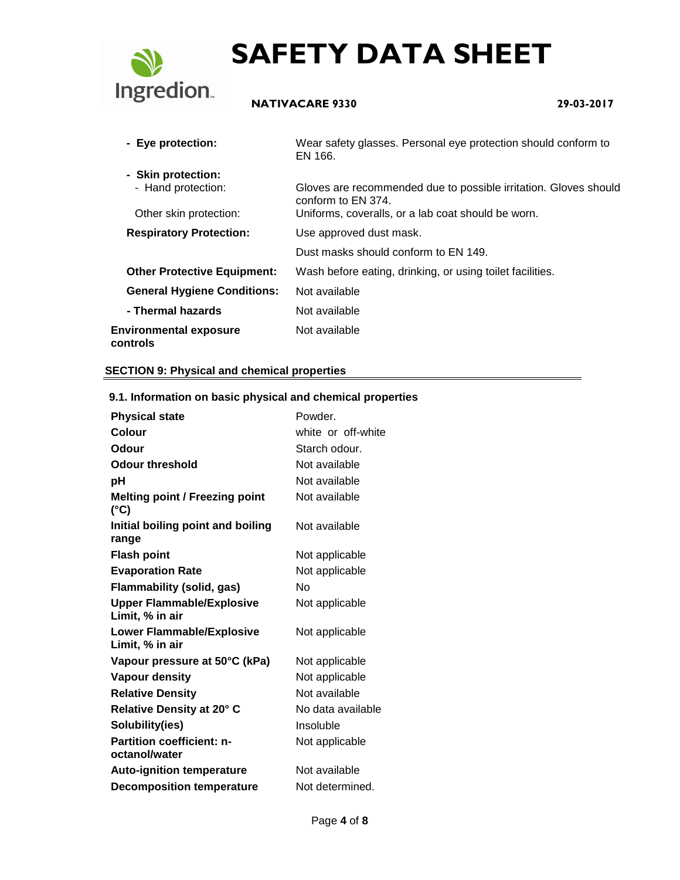| | |
|---|---|
| **- Eye protection:** | Wear safety glasses. Personal eye protection should conform to EN 166. |
| **- Skin protection:** | |
| - Hand protection: | Gloves are recommended due to possible irritation. Gloves should conform to EN 374. |
| Other skin protection: | Uniforms, coveralls, or a lab coat should be worn. |
| **Respiratory Protection:** | Use approved dust mask. |
| | Dust masks should conform to EN 149. |
| **Other Protective Equipment:** | Wash before eating, drinking, or using toilet facilities. |
| **General Hygiene Conditions:** | Not available |
| **- Thermal hazards** | Not available |
| **Environmental exposure controls** | Not available |

## SECTION 9: Physical and chemical properties

### 9.1. Information on basic physical and chemical properties

| | |
|---|---|
| **Physical state** | Powder. |
| **Colour** | white or off-white |
| **Odour** | Starch odour. |
| **Odour threshold** | Not available |
| **pH** | Not available |
| **Melting point / Freezing point (°C)** | Not available |
| **Initial boiling point and boiling range** | Not available |
| **Flash point** | Not applicable |
| **Evaporation Rate** | Not applicable |
| **Flammability (solid, gas)** | No |
| **Upper Flammable/Explosive Limit, % in air** | Not applicable |
| **Lower Flammable/Explosive Limit, % in air** | Not applicable |
| **Vapour pressure at 50°C (kPa)** | Not applicable |
| **Vapour density** | Not applicable |
| **Relative Density** | Not available |
| **Relative Density at 20° C** | No data available |
| **Solubility(ies)** | Insoluble |
| **Partition coefficient: n-octanol/water** | Not applicable |
| **Auto-ignition temperature** | Not available |
| **Decomposition temperature** | Not determined. |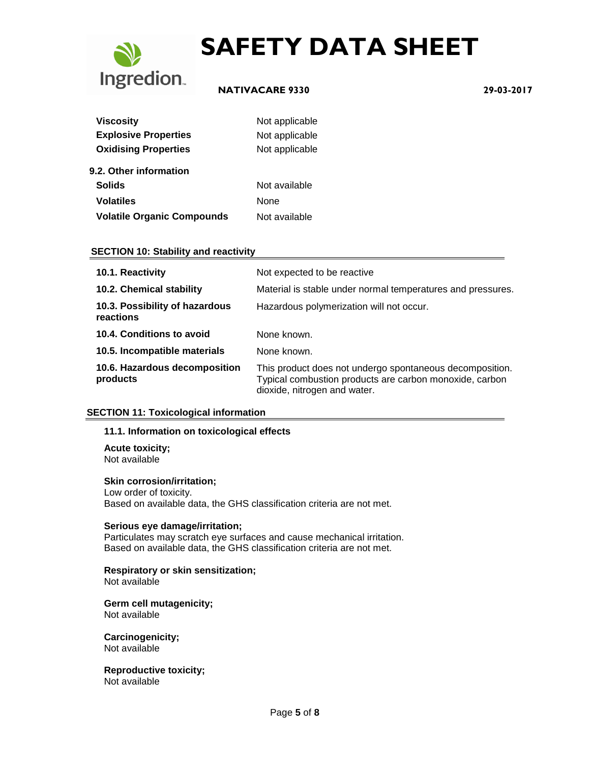| | |
|---|---|
| **Viscosity** | Not applicable |
| **Explosive Properties** | Not applicable |
| **Oxidising Properties** | Not applicable |

**9.2. Other information**

| | |
|---|---|
| **Solids** | Not available |
| **Volatiles** | None |
| **Volatile Organic Compounds** | Not available |

## SECTION 10: Stability and reactivity

| | |
|---|---|
| **10.1. Reactivity** | Not expected to be reactive |
| **10.2. Chemical stability** | Material is stable under normal temperatures and pressures. |
| **10.3. Possibility of hazardous reactions** | Hazardous polymerization will not occur. |
| **10.4. Conditions to avoid** | None known. |
| **10.5. Incompatible materials** | None known. |
| **10.6. Hazardous decomposition products** | This product does not undergo spontaneous decomposition. Typical combustion products are carbon monoxide, carbon dioxide, nitrogen and water. |

## SECTION 11: Toxicological information

### 11.1. Information on toxicological effects

**Acute toxicity;**
Not available

**Skin corrosion/irritation;**
Low order of toxicity.
Based on available data, the GHS classification criteria are not met.

**Serious eye damage/irritation;**
Particulates may scratch eye surfaces and cause mechanical irritation.
Based on available data, the GHS classification criteria are not met.

**Respiratory or skin sensitization;**
Not available

**Germ cell mutagenicity;**
Not available

**Carcinogenicity;**
Not available

**Reproductive toxicity;**
Not available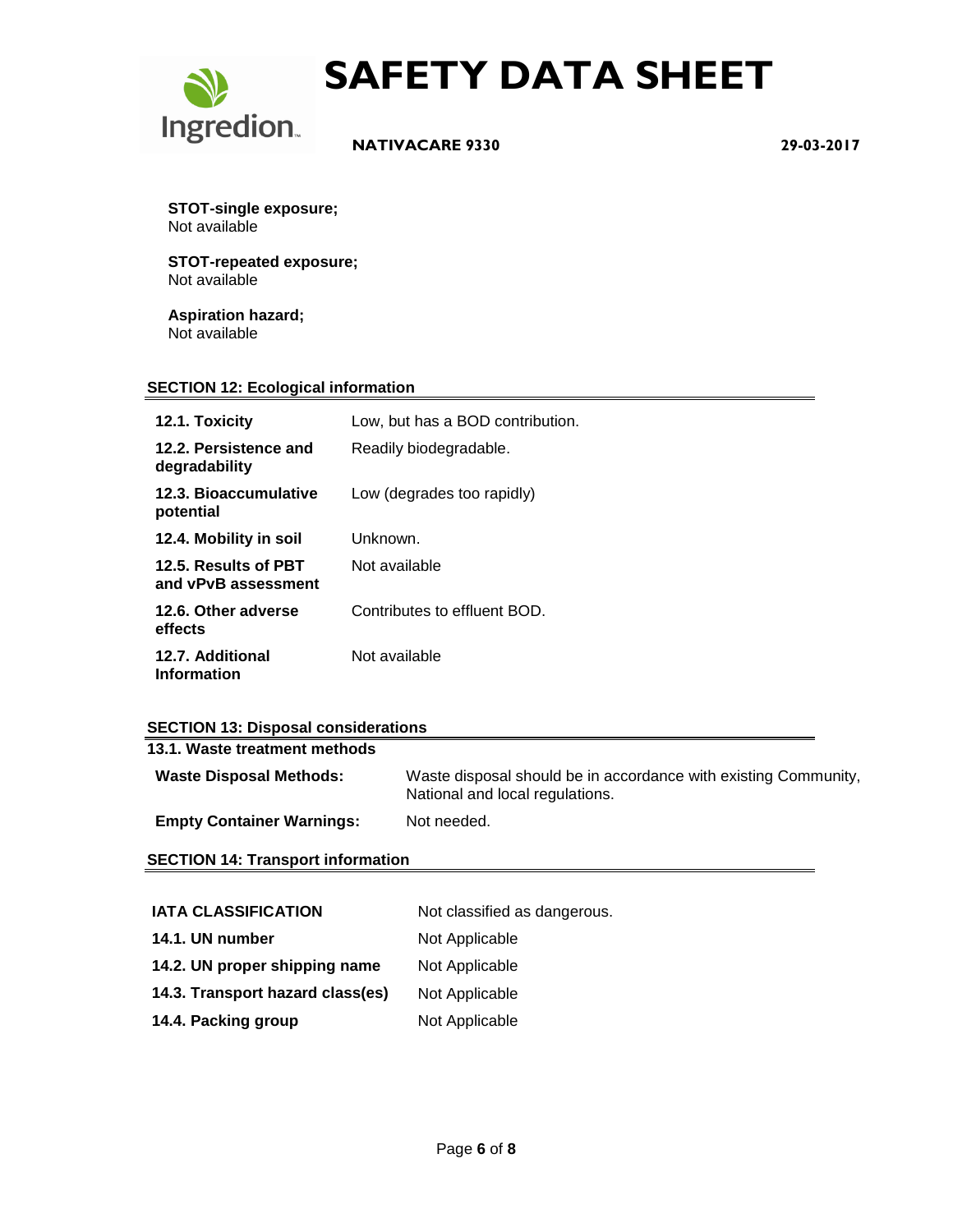**STOT-single exposure;**
Not available

**STOT-repeated exposure;**
Not available

**Aspiration hazard;**
Not available

## SECTION 12: Ecological information

| | |
|---|---|
| **12.1. Toxicity** | Low, but has a BOD contribution. |
| **12.2. Persistence and degradability** | Readily biodegradable. |
| **12.3. Bioaccumulative potential** | Low (degrades too rapidly) |
| **12.4. Mobility in soil** | Unknown. |
| **12.5. Results of PBT and vPvB assessment** | Not available |
| **12.6. Other adverse effects** | Contributes to effluent BOD. |
| **12.7. Additional Information** | Not available |

## SECTION 13: Disposal considerations

### 13.1. Waste treatment methods

| | |
|---|---|
| **Waste Disposal Methods:** | Waste disposal should be in accordance with existing Community, National and local regulations. |
| **Empty Container Warnings:** | Not needed. |

## SECTION 14: Transport information

| | |
|---|---|
| **IATA CLASSIFICATION** | Not classified as dangerous. |
| **14.1. UN number** | Not Applicable |
| **14.2. UN proper shipping name** | Not Applicable |
| **14.3. Transport hazard class(es)** | Not Applicable |
| **14.4. Packing group** | Not Applicable |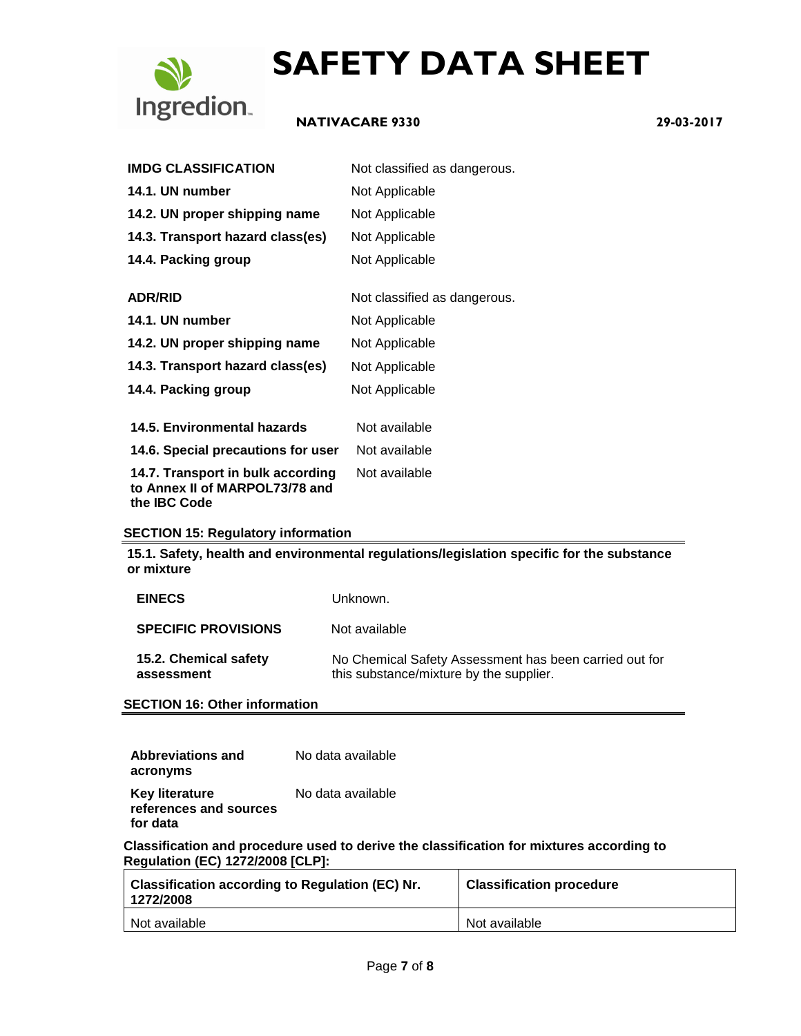| | |
|---|---|
| **IMDG CLASSIFICATION** | Not classified as dangerous. |
| **14.1. UN number** | Not Applicable |
| **14.2. UN proper shipping name** | Not Applicable |
| **14.3. Transport hazard class(es)** | Not Applicable |
| **14.4. Packing group** | Not Applicable |

| | |
|---|---|
| **ADR/RID** | Not classified as dangerous. |
| **14.1. UN number** | Not Applicable |
| **14.2. UN proper shipping name** | Not Applicable |
| **14.3. Transport hazard class(es)** | Not Applicable |
| **14.4. Packing group** | Not Applicable |

| | |
|---|---|
| **14.5. Environmental hazards** | Not available |
| **14.6. Special precautions for user** | Not available |
| **14.7. Transport in bulk according to Annex II of MARPOL73/78 and the IBC Code** | Not available |

## SECTION 15: Regulatory information

**15.1. Safety, health and environmental regulations/legislation specific for the substance or mixture**

| | |
|---|---|
| **EINECS** | Unknown. |
| **SPECIFIC PROVISIONS** | Not available |
| **15.2. Chemical safety assessment** | No Chemical Safety Assessment has been carried out for this substance/mixture by the supplier. |

## SECTION 16: Other information

| | |
|---|---|
| **Abbreviations and acronyms** | No data available |
| **Key literature references and sources for data** | No data available |

**Classification and procedure used to derive the classification for mixtures according to Regulation (EC) 1272/2008 [CLP]:**

| Classification according to Regulation (EC) Nr. 1272/2008 | Classification procedure |
|---|---|
| Not available | Not available |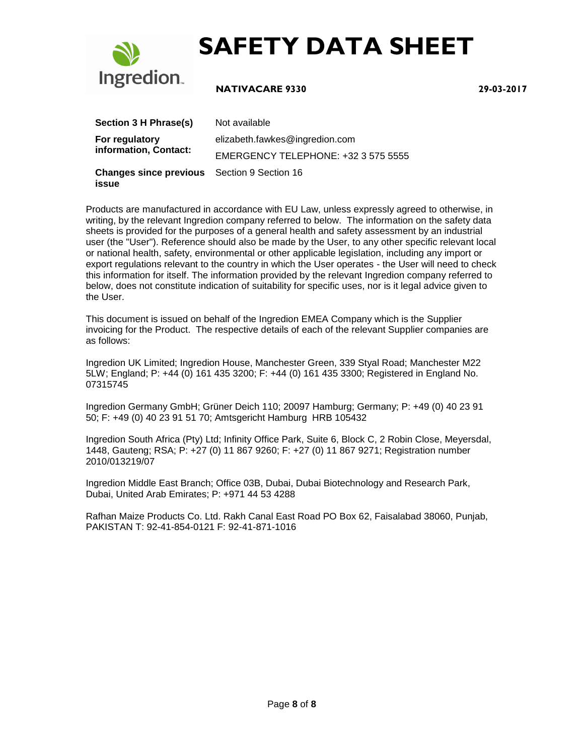| | |
|---|---|
| **Section 3 H Phrase(s)** | Not available |
| **For regulatory information, Contact:** | elizabeth.fawkes@ingredion.com<br>EMERGENCY TELEPHONE: +32 3 575 5555 |
| **Changes since previous issue** | Section 9 Section 16 |

Products are manufactured in accordance with EU Law, unless expressly agreed to otherwise, in writing, by the relevant Ingredion company referred to below. The information on the safety data sheets is provided for the purposes of a general health and safety assessment by an industrial user (the "User"). Reference should also be made by the User, to any other specific relevant local or national health, safety, environmental or other applicable legislation, including any import or export regulations relevant to the country in which the User operates - the User will need to check this information for itself. The information provided by the relevant Ingredion company referred to below, does not constitute indication of suitability for specific uses, nor is it legal advice given to the User.

This document is issued on behalf of the Ingredion EMEA Company which is the Supplier invoicing for the Product. The respective details of each of the relevant Supplier companies are as follows:

Ingredion UK Limited; Ingredion House, Manchester Green, 339 Styal Road; Manchester M22 5LW; England; P: +44 (0) 161 435 3200; F: +44 (0) 161 435 3300; Registered in England No. 07315745

Ingredion Germany GmbH; Grüner Deich 110; 20097 Hamburg; Germany; P: +49 (0) 40 23 91 50; F: +49 (0) 40 23 91 51 70; Amtsgericht Hamburg HRB 105432

Ingredion South Africa (Pty) Ltd; Infinity Office Park, Suite 6, Block C, 2 Robin Close, Meyersdal, 1448, Gauteng; RSA; P: +27 (0) 11 867 9260; F: +27 (0) 11 867 9271; Registration number 2010/013219/07

Ingredion Middle East Branch; Office 03B, Dubai, Dubai Biotechnology and Research Park, Dubai, United Arab Emirates; P: +971 44 53 4288

Rafhan Maize Products Co. Ltd. Rakh Canal East Road PO Box 62, Faisalabad 38060, Punjab, PAKISTAN T: 92-41-854-0121 F: 92-41-871-1016